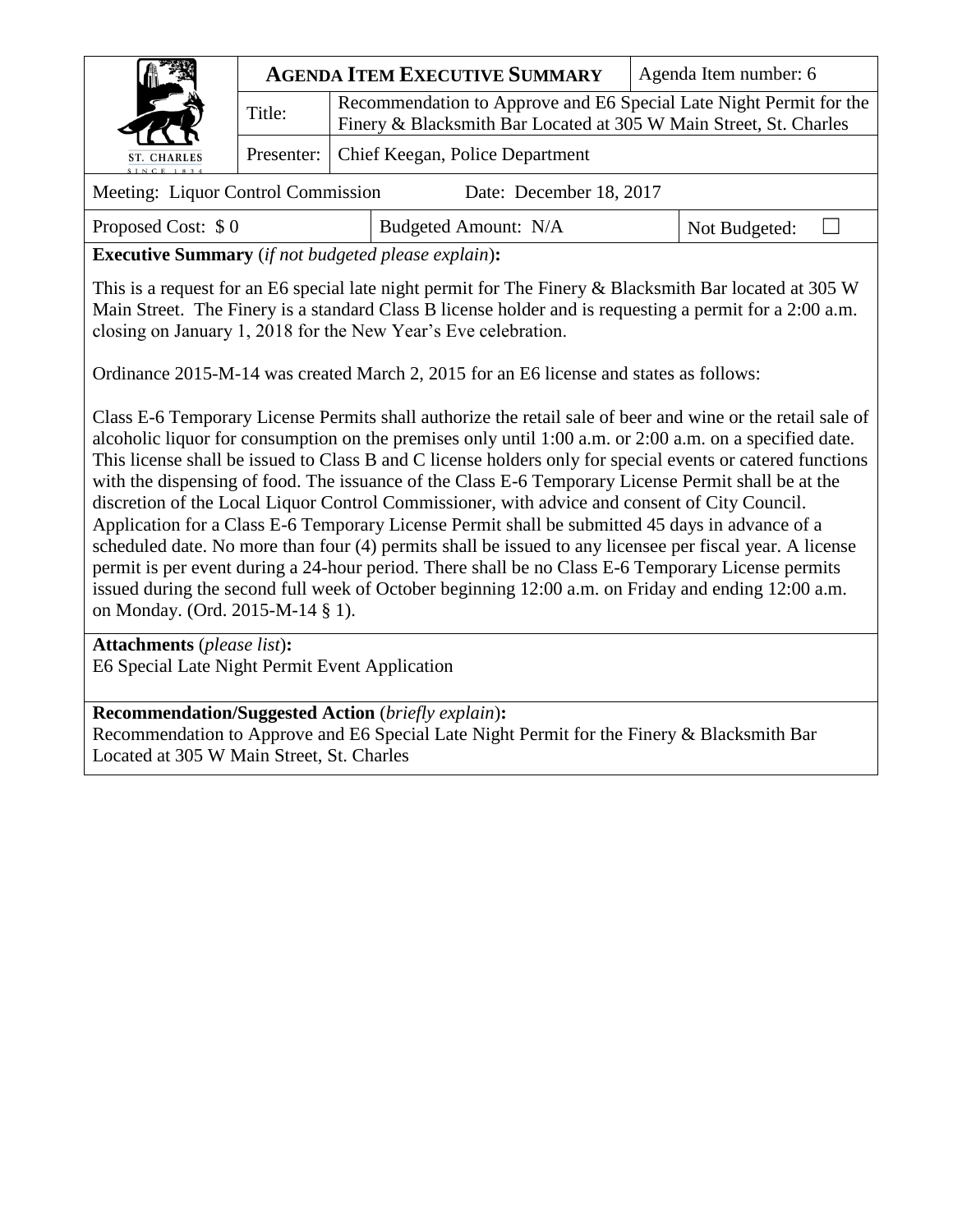| ST. CHARLES SINCE 1834 | **AGENDA ITEM EXECUTIVE SUMMARY** | | Agenda Item number: 6 |
|---|---|---|---|
| | Title: | Recommendation to Approve and E6 Special Late Night Permit for the Finery & Blacksmith Bar Located at 305 W Main Street, St. Charles | |
| | Presenter: | Chief Keegan, Police Department | |

Meeting: Liquor Control Commission    Date: December 18, 2017

| Proposed Cost: $ 0 | Budgeted Amount: N/A | Not Budgeted: ☐ |
|---|---|---|

**Executive Summary** (*if not budgeted please explain*)**:**

This is a request for an E6 special late night permit for The Finery & Blacksmith Bar located at 305 W Main Street. The Finery is a standard Class B license holder and is requesting a permit for a 2:00 a.m. closing on January 1, 2018 for the New Year's Eve celebration.

Ordinance 2015-M-14 was created March 2, 2015 for an E6 license and states as follows:

Class E-6 Temporary License Permits shall authorize the retail sale of beer and wine or the retail sale of alcoholic liquor for consumption on the premises only until 1:00 a.m. or 2:00 a.m. on a specified date. This license shall be issued to Class B and C license holders only for special events or catered functions with the dispensing of food. The issuance of the Class E-6 Temporary License Permit shall be at the discretion of the Local Liquor Control Commissioner, with advice and consent of City Council. Application for a Class E-6 Temporary License Permit shall be submitted 45 days in advance of a scheduled date. No more than four (4) permits shall be issued to any licensee per fiscal year. A license permit is per event during a 24-hour period. There shall be no Class E-6 Temporary License permits issued during the second full week of October beginning 12:00 a.m. on Friday and ending 12:00 a.m. on Monday. (Ord. 2015-M-14 § 1).

**Attachments** (*please list*)**:**
E6 Special Late Night Permit Event Application

**Recommendation/Suggested Action** (*briefly explain*)**:**
Recommendation to Approve and E6 Special Late Night Permit for the Finery & Blacksmith Bar Located at 305 W Main Street, St. Charles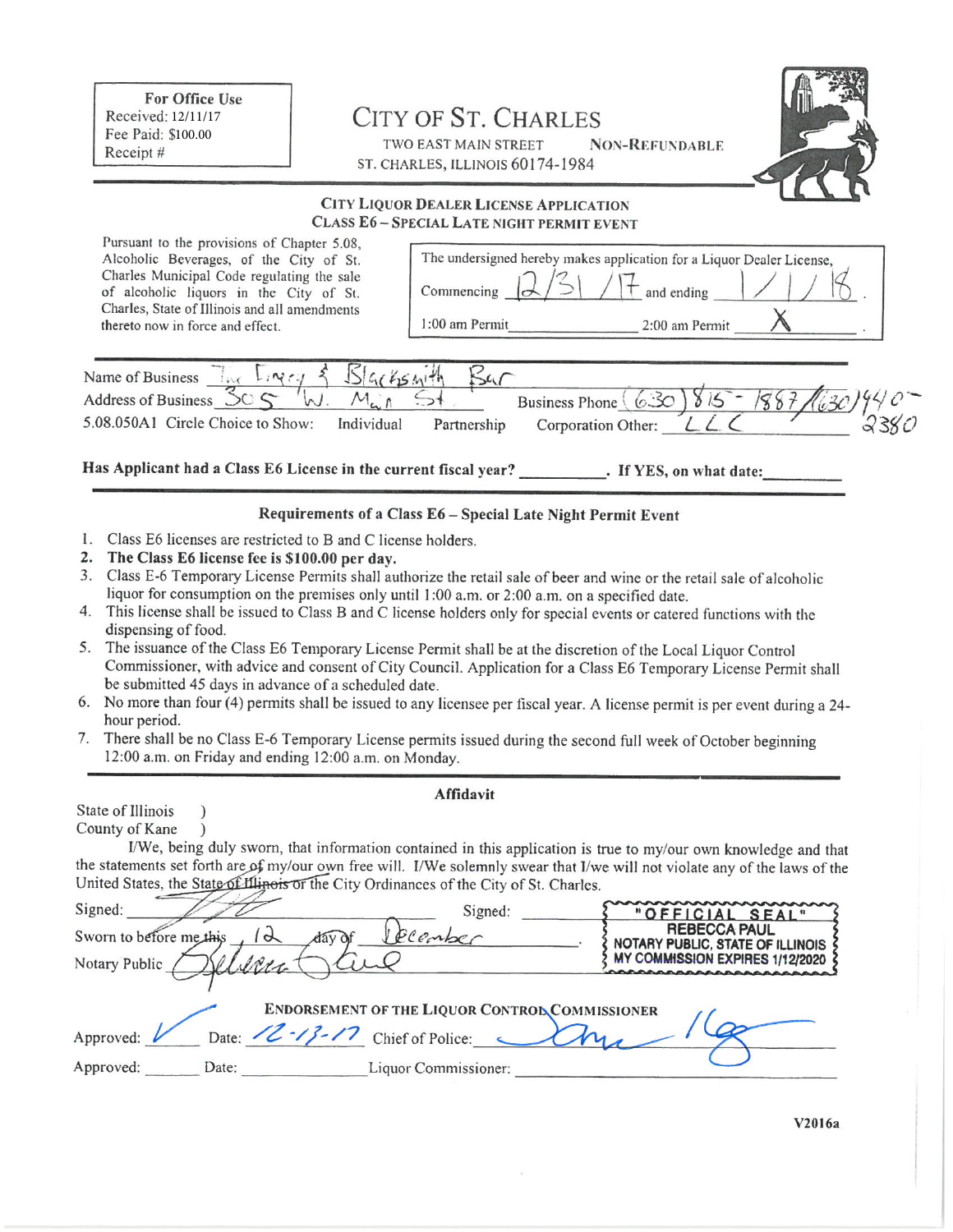| For Office Use |
| --- |
| Received: 12/11/17 |
| Fee Paid: $100.00 |
| Receipt # |

# CITY OF ST. CHARLES

TWO EAST MAIN STREET NON-REFUNDABLE
ST. CHARLES, ILLINOIS 60174-1984

## CITY LIQUOR DEALER LICENSE APPLICATION
## CLASS E6 – SPECIAL LATE NIGHT PERMIT EVENT

Pursuant to the provisions of Chapter 5.08, Alcoholic Beverages, of the City of St. Charles Municipal Code regulating the sale of alcoholic liquors in the City of St. Charles, State of Illinois and all amendments thereto now in force and effect.

The undersigned hereby makes application for a Liquor Dealer License,
Commencing 12/31/17 and ending 1/1/18.
1:00 am Permit ______ 2:00 am Permit X.

Name of Business The Finery & Blacksmith Bar
Address of Business 305 W. Main St. Business Phone (630) 815-1887/(630) 440-2380
5.08.050A1 Circle Choice to Show: Individual Partnership Corporation Other: LLC

**Has Applicant had a Class E6 License in the current fiscal year?** ______. **If YES, on what date:** ______

### Requirements of a Class E6 – Special Late Night Permit Event

1. Class E6 licenses are restricted to B and C license holders.
2. **The Class E6 license fee is $100.00 per day.**
3. Class E-6 Temporary License Permits shall authorize the retail sale of beer and wine or the retail sale of alcoholic liquor for consumption on the premises only until 1:00 a.m. or 2:00 a.m. on a specified date.
4. This license shall be issued to Class B and C license holders only for special events or catered functions with the dispensing of food.
5. The issuance of the Class E6 Temporary License Permit shall be at the discretion of the Local Liquor Control Commissioner, with advice and consent of City Council. Application for a Class E6 Temporary License Permit shall be submitted 45 days in advance of a scheduled date.
6. No more than four (4) permits shall be issued to any licensee per fiscal year. A license permit is per event during a 24-hour period.
7. There shall be no Class E-6 Temporary License permits issued during the second full week of October beginning 12:00 a.m. on Friday and ending 12:00 a.m. on Monday.

### Affidavit

State of Illinois )
County of Kane )

I/We, being duly sworn, that information contained in this application is true to my/our own knowledge and that the statements set forth are of my/our own free will. I/We solemnly swear that I/we will not violate any of the laws of the United States, the State of Illinois or the City Ordinances of the City of St. Charles.

Signed: [signature] Signed: ______

Sworn to before me this 12 day of December.

Notary Public [signature]

"OFFICIAL SEAL"
REBECCA PAUL
NOTARY PUBLIC, STATE OF ILLINOIS
MY COMMISSION EXPIRES 1/12/2020

### ENDORSEMENT OF THE LIQUOR CONTROL COMMISSIONER

Approved: ✓ Date: 12-13-17 Chief of Police: [signature]

Approved: ______ Date: ______ Liquor Commissioner: ______

V2016a